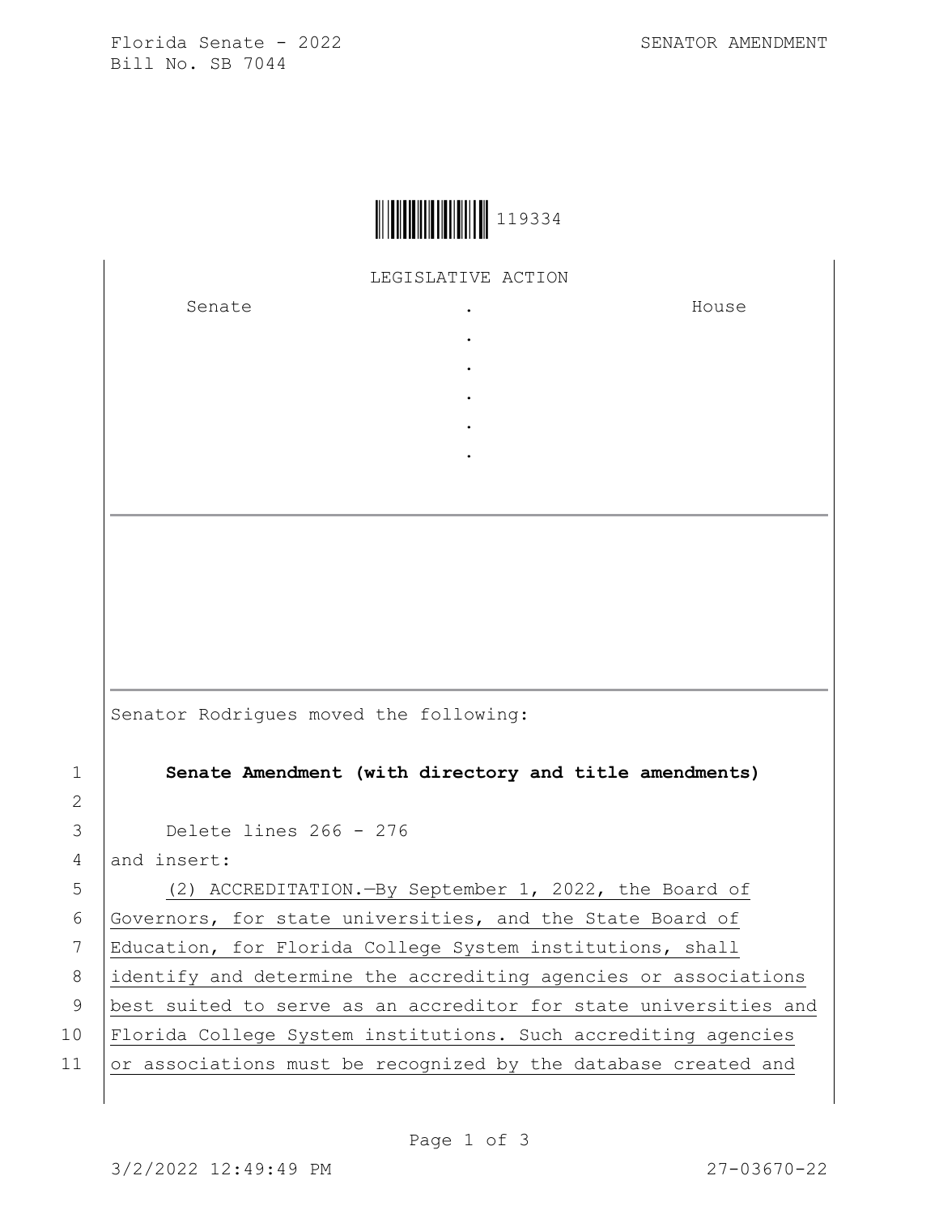Florida Senate - 2022
Bill No. SB 7044

SENATOR AMENDMENT

119334

LEGISLATIVE ACTION

| Senate | . | House |
|---|---|---|
| | . | |
| | . | |
| | . | |
| | . | |
| | . | |

Senator Rodrigues moved the following:

1 **Senate Amendment (with directory and title amendments)**

2

3 Delete lines 266 - 276

4 and insert:

5 (2) ACCREDITATION.—By September 1, 2022, the Board of

6 Governors, for state universities, and the State Board of

7 Education, for Florida College System institutions, shall

8 identify and determine the accrediting agencies or associations

9 best suited to serve as an accreditor for state universities and

10 Florida College System institutions. Such accrediting agencies

11 or associations must be recognized by the database created and

3/2/2022 12:49:49 PM 27-03670-22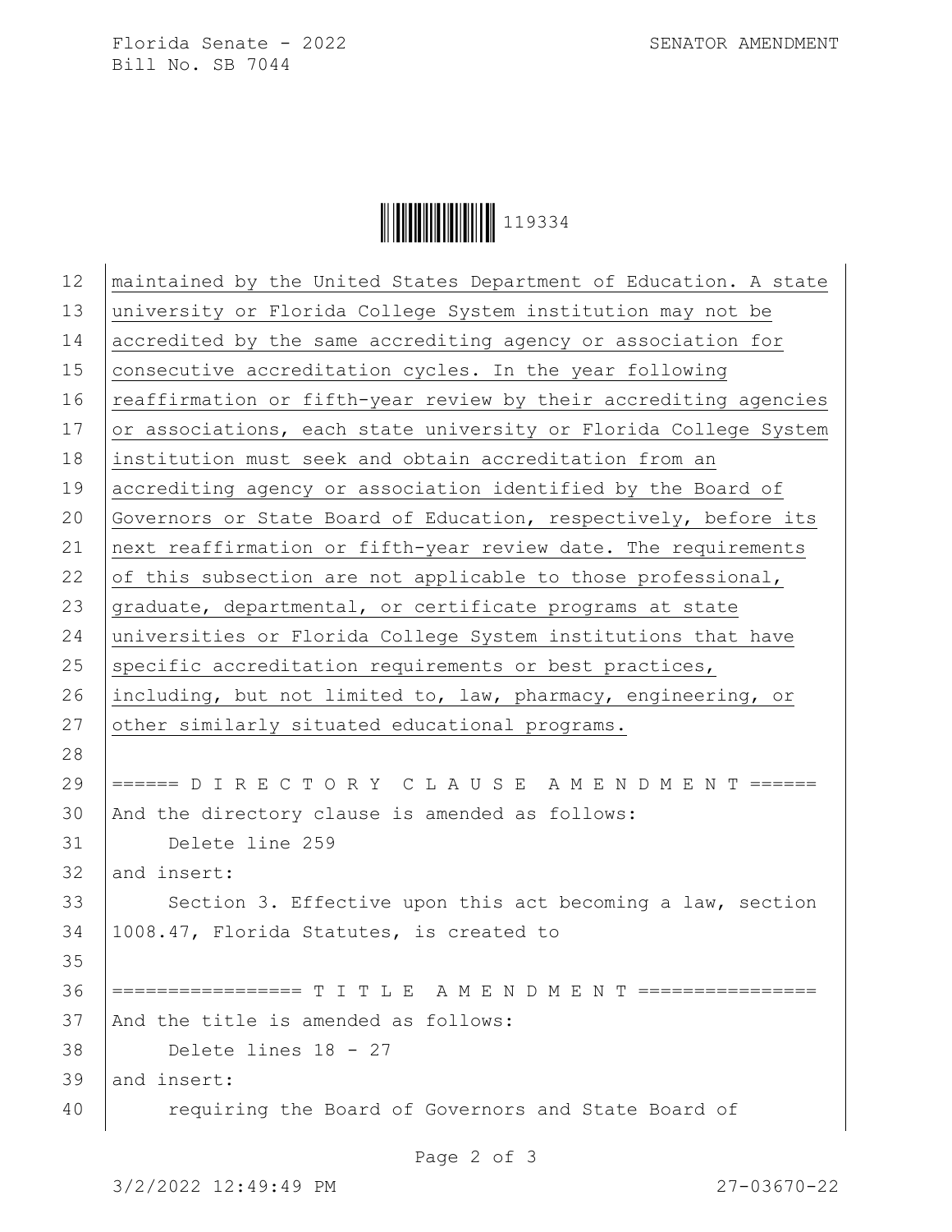maintained by the United States Department of Education. A state university or Florida College System institution may not be accredited by the same accrediting agency or association for consecutive accreditation cycles. In the year following reaffirmation or fifth-year review by their accrediting agencies or associations, each state university or Florida College System institution must seek and obtain accreditation from an accrediting agency or association identified by the Board of Governors or State Board of Education, respectively, before its next reaffirmation or fifth-year review date. The requirements of this subsection are not applicable to those professional, graduate, departmental, or certificate programs at state universities or Florida College System institutions that have specific accreditation requirements or best practices, including, but not limited to, law, pharmacy, engineering, or other similarly situated educational programs.

====== D I R E C T O R Y C L A U S E A M E N D M E N T ======

And the directory clause is amended as follows:

Delete line 259

and insert:

Section 3. Effective upon this act becoming a law, section 1008.47, Florida Statutes, is created to

================= T I T L E A M E N D M E N T ================

And the title is amended as follows:

Delete lines 18 - 27

and insert:

requiring the Board of Governors and State Board of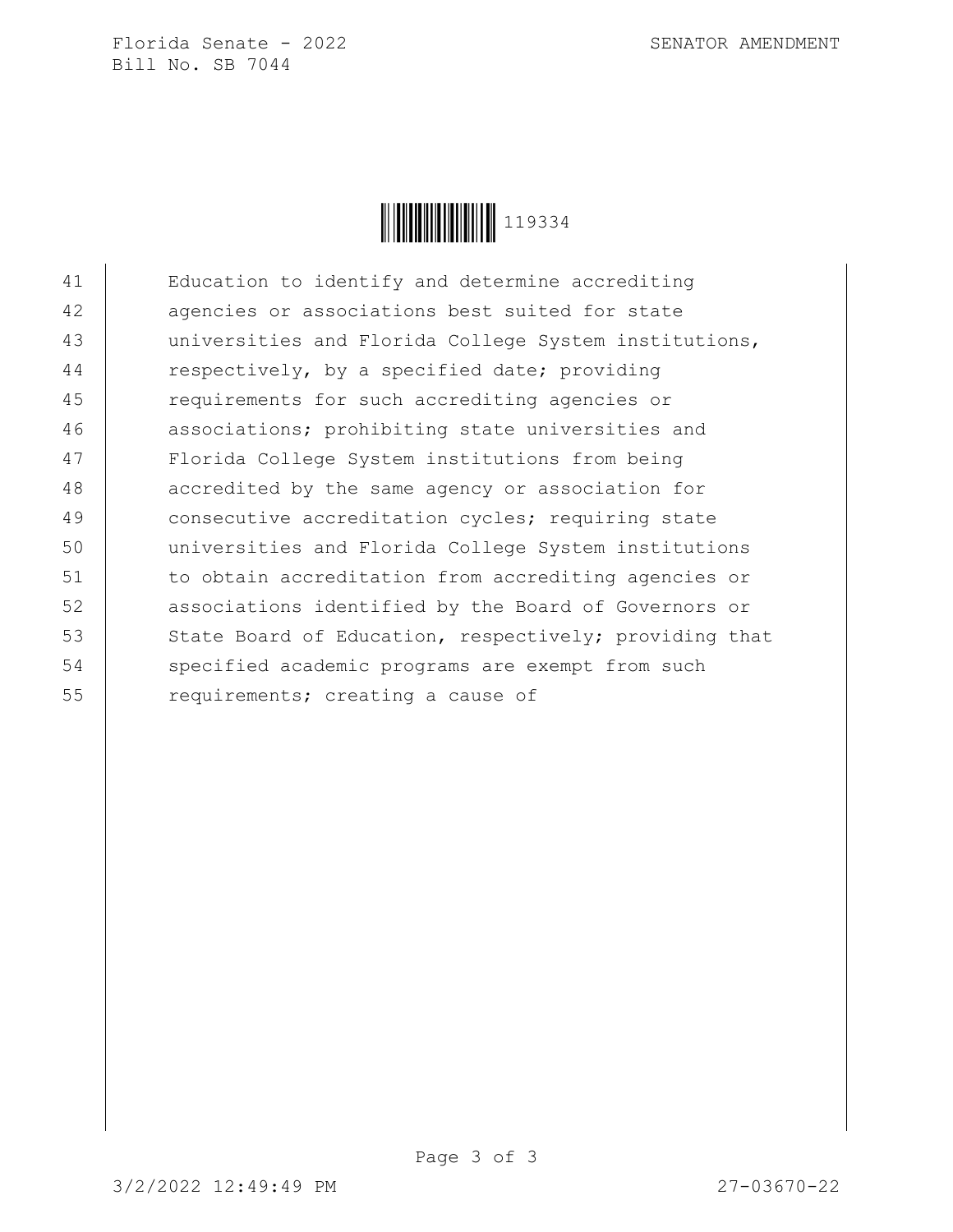41 Education to identify and determine accrediting
42 agencies or associations best suited for state
43 universities and Florida College System institutions,
44 respectively, by a specified date; providing
45 requirements for such accrediting agencies or
46 associations; prohibiting state universities and
47 Florida College System institutions from being
48 accredited by the same agency or association for
49 consecutive accreditation cycles; requiring state
50 universities and Florida College System institutions
51 to obtain accreditation from accrediting agencies or
52 associations identified by the Board of Governors or
53 State Board of Education, respectively; providing that
54 specified academic programs are exempt from such
55 requirements; creating a cause of